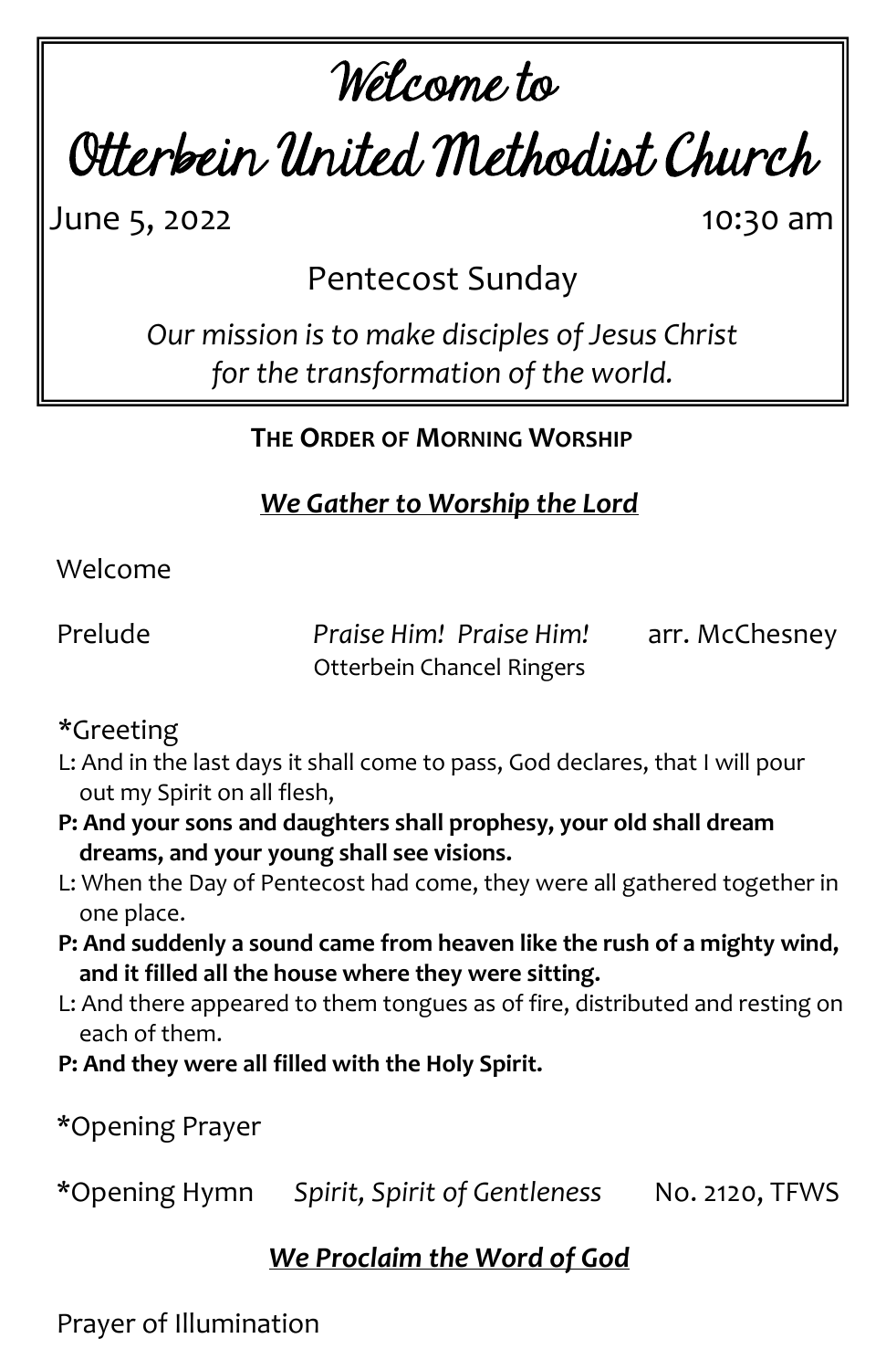# Welcome to
# Otterbein United Methodist Church

June 5, 2022 10:30 am

Pentecost Sunday

*Our mission is to make disciples of Jesus Christ for the transformation of the world.*

## THE ORDER OF MORNING WORSHIP

### *We Gather to Worship the Lord*

Welcome

Prelude *Praise Him! Praise Him!* arr. McChesney
Otterbein Chancel Ringers

*Greeting

L: And in the last days it shall come to pass, God declares, that I will pour out my Spirit on all flesh,

**P: And your sons and daughters shall prophesy, your old shall dream dreams, and your young shall see visions.**

L: When the Day of Pentecost had come, they were all gathered together in one place.

**P: And suddenly a sound came from heaven like the rush of a mighty wind, and it filled all the house where they were sitting.**

L: And there appeared to them tongues as of fire, distributed and resting on each of them.

**P: And they were all filled with the Holy Spirit.**

*Opening Prayer

*Opening Hymn *Spirit, Spirit of Gentleness* No. 2120, TFWS

### *We Proclaim the Word of God*

Prayer of Illumination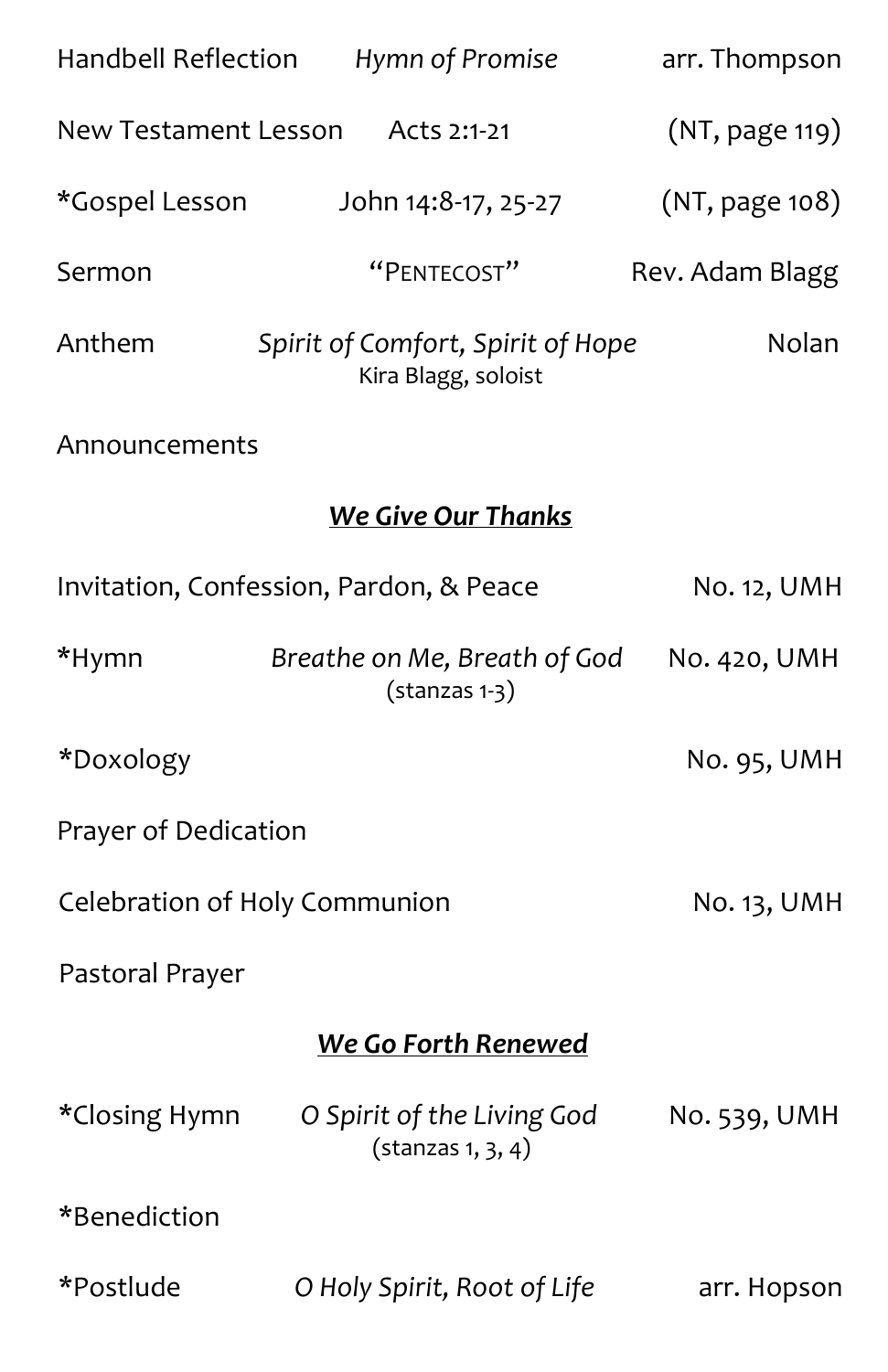Handbell Reflection *Hymn of Promise* arr. Thompson

New Testament Lesson Acts 2:1-21 (NT, page 119)

*Gospel Lesson John 14:8-17, 25-27 (NT, page 108)

Sermon "PENTECOST" Rev. Adam Blagg

Anthem *Spirit of Comfort, Spirit of Hope* Nolan
Kira Blagg, soloist

Announcements

## ***We Give Our Thanks***

Invitation, Confession, Pardon, & Peace No. 12, UMH

*Hymn *Breathe on Me, Breath of God* No. 420, UMH
(stanzas 1-3)

*Doxology No. 95, UMH

Prayer of Dedication

Celebration of Holy Communion No. 13, UMH

Pastoral Prayer

## ***We Go Forth Renewed***

*Closing Hymn *O Spirit of the Living God* No. 539, UMH
(stanzas 1, 3, 4)

*Benediction

*Postlude *O Holy Spirit, Root of Life* arr. Hopson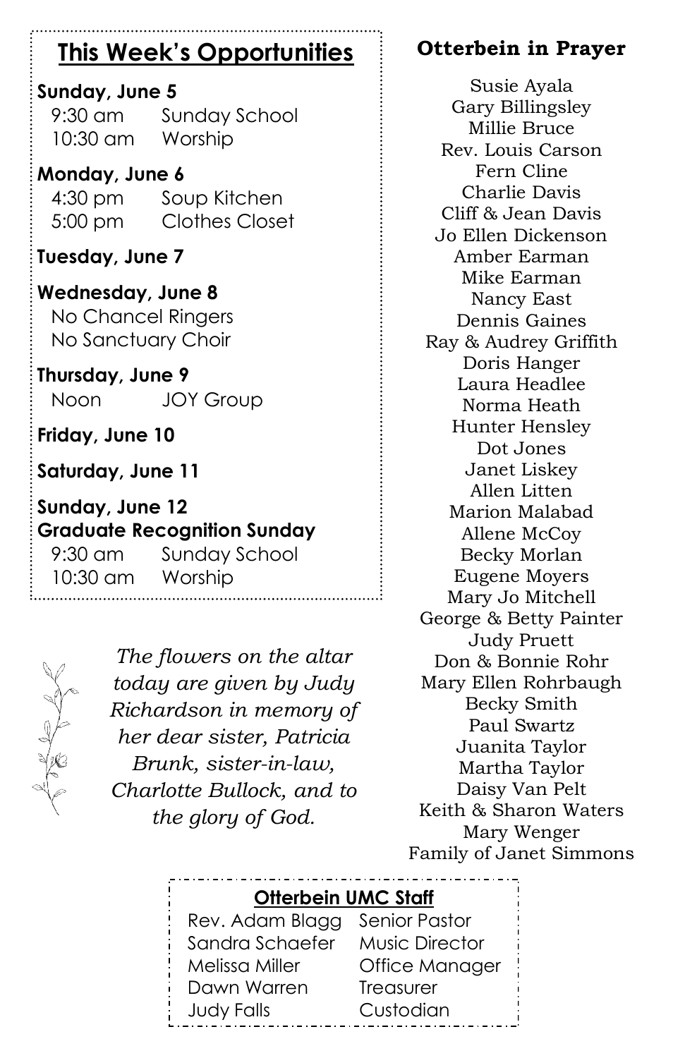## This Week's Opportunities

**Sunday, June 5**

9:30 am Sunday School
10:30 am Worship

**Monday, June 6**

4:30 pm Soup Kitchen
5:00 pm Clothes Closet

**Tuesday, June 7**

**Wednesday, June 8**

No Chancel Ringers
No Sanctuary Choir

**Thursday, June 9**

Noon JOY Group

**Friday, June 10**

**Saturday, June 11**

**Sunday, June 12**
**Graduate Recognition Sunday**

9:30 am Sunday School
10:30 am Worship

*The flowers on the altar today are given by Judy Richardson in memory of her dear sister, Patricia Brunk, sister-in-law, Charlotte Bullock, and to the glory of God.*

## Otterbein in Prayer

Susie Ayala
Gary Billingsley
Millie Bruce
Rev. Louis Carson
Fern Cline
Charlie Davis
Cliff & Jean Davis
Jo Ellen Dickenson
Amber Earman
Mike Earman
Nancy East
Dennis Gaines
Ray & Audrey Griffith
Doris Hanger
Laura Headlee
Norma Heath
Hunter Hensley
Dot Jones
Janet Liskey
Allen Litten
Marion Malabad
Allene McCoy
Becky Morlan
Eugene Moyers
Mary Jo Mitchell
George & Betty Painter
Judy Pruett
Don & Bonnie Rohr
Mary Ellen Rohrbaugh
Becky Smith
Paul Swartz
Juanita Taylor
Martha Taylor
Daisy Van Pelt
Keith & Sharon Waters
Mary Wenger
Family of Janet Simmons

## Otterbein UMC Staff

| | |
|---|---|
| Rev. Adam Blagg | Senior Pastor |
| Sandra Schaefer | Music Director |
| Melissa Miller | Office Manager |
| Dawn Warren | Treasurer |
| Judy Falls | Custodian |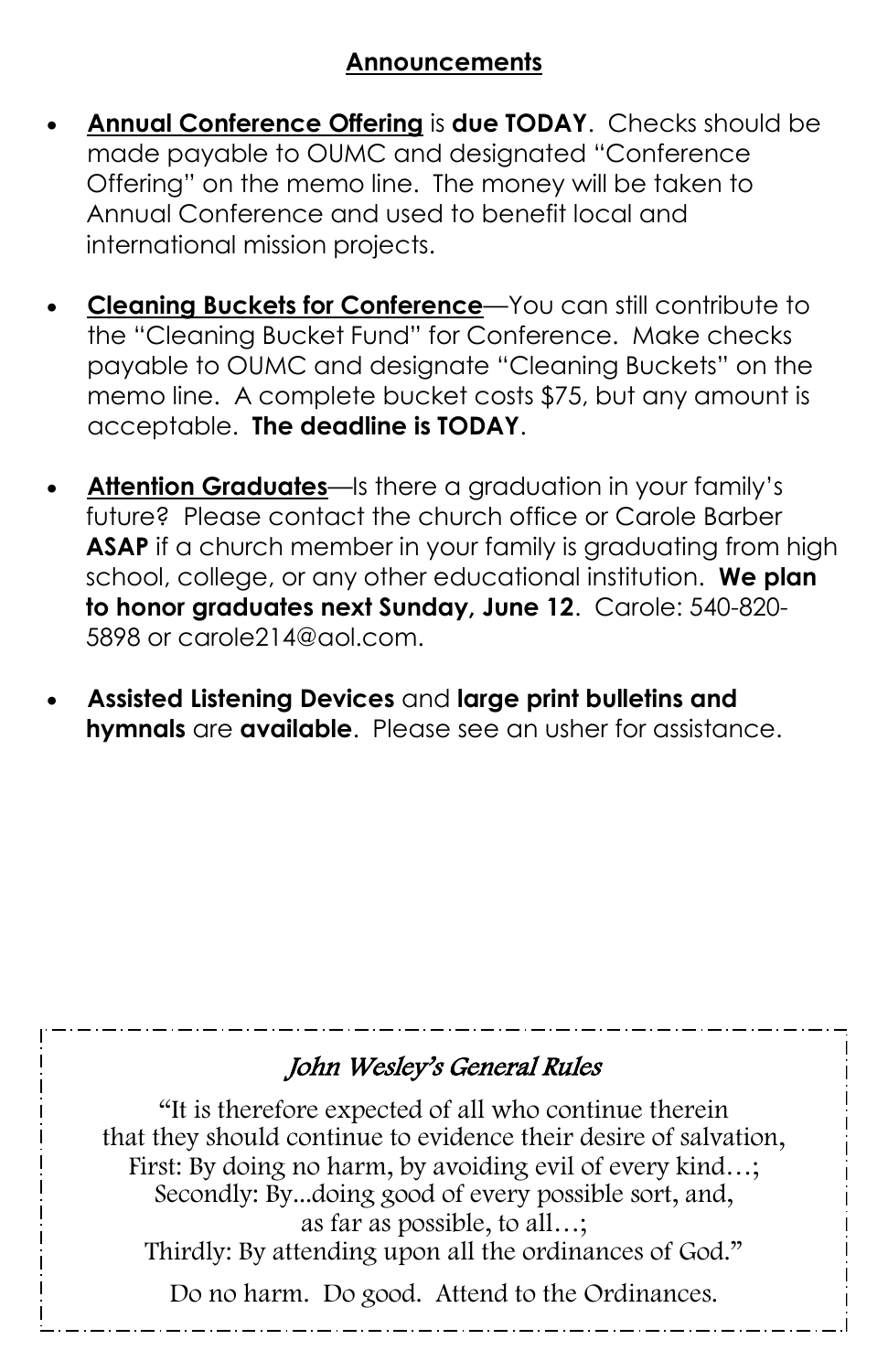## Announcements

- **Annual Conference Offering** is **due TODAY**. Checks should be made payable to OUMC and designated "Conference Offering" on the memo line. The money will be taken to Annual Conference and used to benefit local and international mission projects.

- **Cleaning Buckets for Conference**—You can still contribute to the "Cleaning Bucket Fund" for Conference. Make checks payable to OUMC and designate "Cleaning Buckets" on the memo line. A complete bucket costs $75, but any amount is acceptable. **The deadline is TODAY**.

- **Attention Graduates**—Is there a graduation in your family's future? Please contact the church office or Carole Barber **ASAP** if a church member in your family is graduating from high school, college, or any other educational institution. **We plan to honor graduates next Sunday, June 12**. Carole: 540-820-5898 or carole214@aol.com.

- **Assisted Listening Devices** and **large print bulletins and hymnals** are **available**. Please see an usher for assistance.

### *John Wesley's General Rules*

"It is therefore expected of all who continue therein
that they should continue to evidence their desire of salvation,
First: By doing no harm, by avoiding evil of every kind…;
Secondly: By...doing good of every possible sort, and,
as far as possible, to all…;
Thirdly: By attending upon all the ordinances of God."

Do no harm. Do good. Attend to the Ordinances.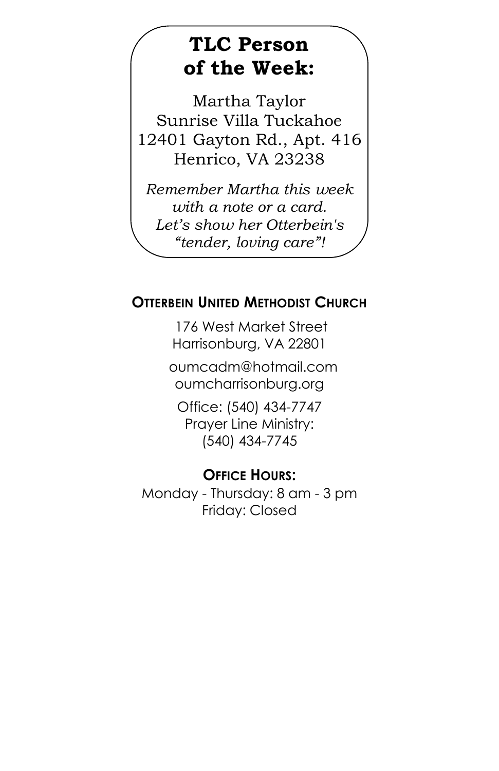## TLC Person of the Week:

Martha Taylor
Sunrise Villa Tuckahoe
12401 Gayton Rd., Apt. 416
Henrico, VA 23238

*Remember Martha this week with a note or a card. Let's show her Otterbein's "tender, loving care"!*

## Otterbein United Methodist Church

176 West Market Street
Harrisonburg, VA 22801

oumcadm@hotmail.com
oumcharrisonburg.org

Office: (540) 434-7747
Prayer Line Ministry:
(540) 434-7745

### Office Hours:

Monday - Thursday: 8 am - 3 pm
Friday: Closed